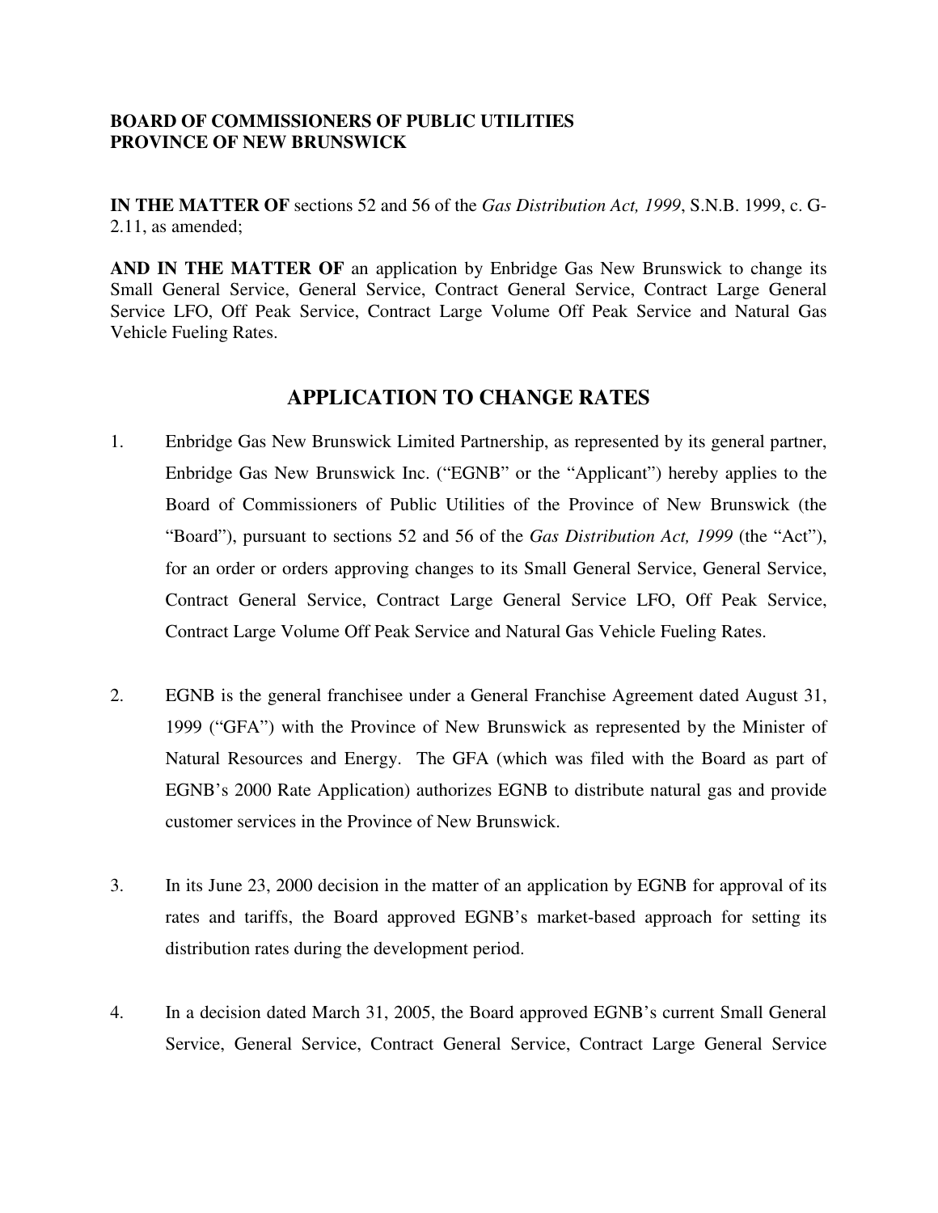**BOARD OF COMMISSIONERS OF PUBLIC UTILITIES**
**PROVINCE OF NEW BRUNSWICK**

**IN THE MATTER OF** sections 52 and 56 of the *Gas Distribution Act, 1999*, S.N.B. 1999, c. G-2.11, as amended;

**AND IN THE MATTER OF** an application by Enbridge Gas New Brunswick to change its Small General Service, General Service, Contract General Service, Contract Large General Service LFO, Off Peak Service, Contract Large Volume Off Peak Service and Natural Gas Vehicle Fueling Rates.

## APPLICATION TO CHANGE RATES

1. Enbridge Gas New Brunswick Limited Partnership, as represented by its general partner, Enbridge Gas New Brunswick Inc. ("EGNB" or the "Applicant") hereby applies to the Board of Commissioners of Public Utilities of the Province of New Brunswick (the "Board"), pursuant to sections 52 and 56 of the *Gas Distribution Act, 1999* (the "Act"), for an order or orders approving changes to its Small General Service, General Service, Contract General Service, Contract Large General Service LFO, Off Peak Service, Contract Large Volume Off Peak Service and Natural Gas Vehicle Fueling Rates.

2. EGNB is the general franchisee under a General Franchise Agreement dated August 31, 1999 ("GFA") with the Province of New Brunswick as represented by the Minister of Natural Resources and Energy. The GFA (which was filed with the Board as part of EGNB's 2000 Rate Application) authorizes EGNB to distribute natural gas and provide customer services in the Province of New Brunswick.

3. In its June 23, 2000 decision in the matter of an application by EGNB for approval of its rates and tariffs, the Board approved EGNB's market-based approach for setting its distribution rates during the development period.

4. In a decision dated March 31, 2005, the Board approved EGNB's current Small General Service, General Service, Contract General Service, Contract Large General Service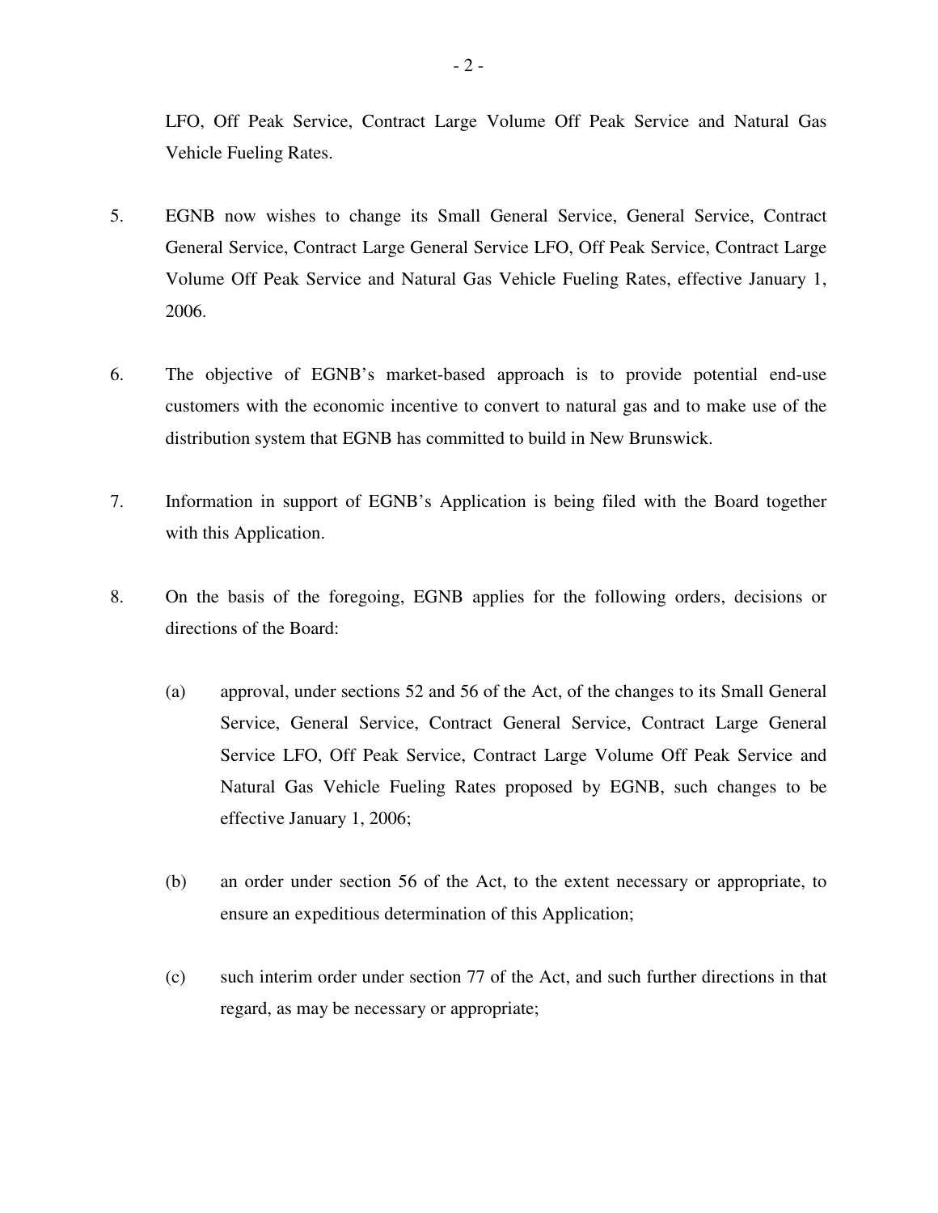LFO, Off Peak Service, Contract Large Volume Off Peak Service and Natural Gas Vehicle Fueling Rates.

5. EGNB now wishes to change its Small General Service, General Service, Contract General Service, Contract Large General Service LFO, Off Peak Service, Contract Large Volume Off Peak Service and Natural Gas Vehicle Fueling Rates, effective January 1, 2006.

6. The objective of EGNB's market-based approach is to provide potential end-use customers with the economic incentive to convert to natural gas and to make use of the distribution system that EGNB has committed to build in New Brunswick.

7. Information in support of EGNB's Application is being filed with the Board together with this Application.

8. On the basis of the foregoing, EGNB applies for the following orders, decisions or directions of the Board:

   (a) approval, under sections 52 and 56 of the Act, of the changes to its Small General Service, General Service, Contract General Service, Contract Large General Service LFO, Off Peak Service, Contract Large Volume Off Peak Service and Natural Gas Vehicle Fueling Rates proposed by EGNB, such changes to be effective January 1, 2006;

   (b) an order under section 56 of the Act, to the extent necessary or appropriate, to ensure an expeditious determination of this Application;

   (c) such interim order under section 77 of the Act, and such further directions in that regard, as may be necessary or appropriate;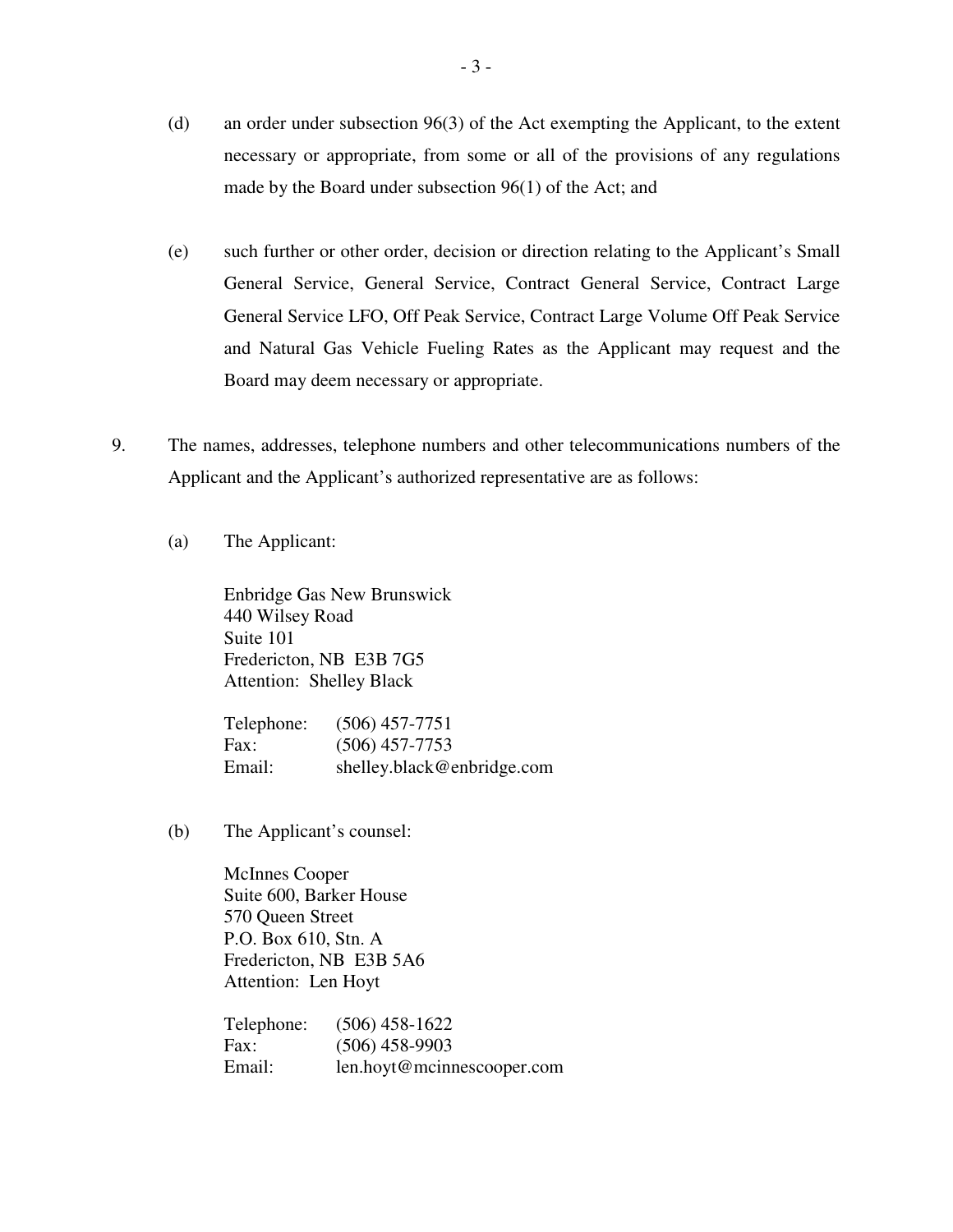(d) an order under subsection 96(3) of the Act exempting the Applicant, to the extent necessary or appropriate, from some or all of the provisions of any regulations made by the Board under subsection 96(1) of the Act; and

(e) such further or other order, decision or direction relating to the Applicant's Small General Service, General Service, Contract General Service, Contract Large General Service LFO, Off Peak Service, Contract Large Volume Off Peak Service and Natural Gas Vehicle Fueling Rates as the Applicant may request and the Board may deem necessary or appropriate.

9. The names, addresses, telephone numbers and other telecommunications numbers of the Applicant and the Applicant's authorized representative are as follows:

(a) The Applicant:

Enbridge Gas New Brunswick
440 Wilsey Road
Suite 101
Fredericton, NB E3B 7G5
Attention: Shelley Black

Telephone: (506) 457-7751
Fax: (506) 457-7753
Email: shelley.black@enbridge.com

(b) The Applicant's counsel:

McInnes Cooper
Suite 600, Barker House
570 Queen Street
P.O. Box 610, Stn. A
Fredericton, NB E3B 5A6
Attention: Len Hoyt

Telephone: (506) 458-1622
Fax: (506) 458-9903
Email: len.hoyt@mcinnescooper.com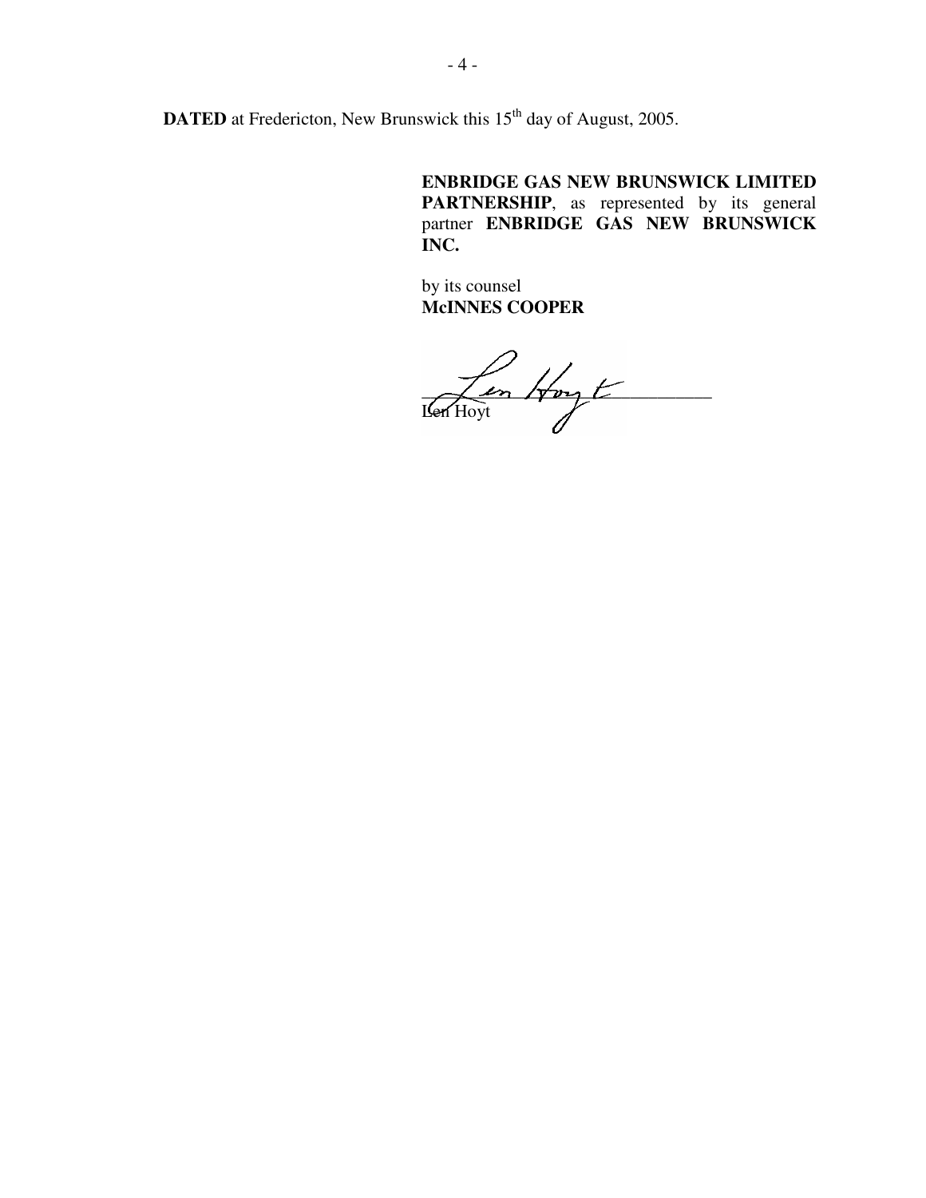**DATED** at Fredericton, New Brunswick this 15th day of August, 2005.

**ENBRIDGE GAS NEW BRUNSWICK LIMITED PARTNERSHIP**, as represented by its general partner **ENBRIDGE GAS NEW BRUNSWICK INC.**

by its counsel
**McINNES COOPER**

\_\_\_\_\_\_\_\_\_\_\_\_\_\_\_\_\_\_\_\_\_\_\_\_\_\_\_\_
Len Hoyt